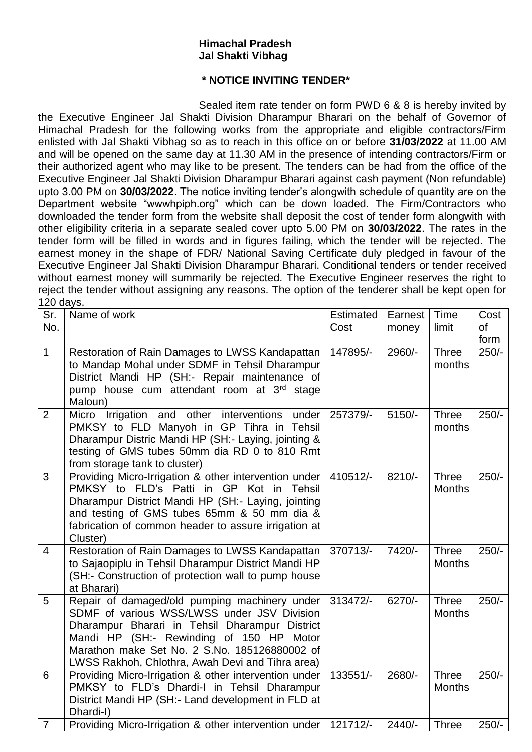**Himachal Pradesh**
**Jal Shakti Vibhag**

**\* NOTICE INVITING TENDER\***

Sealed item rate tender on form PWD 6 & 8 is hereby invited by the Executive Engineer Jal Shakti Division Dharampur Bharari on the behalf of Governor of Himachal Pradesh for the following works from the appropriate and eligible contractors/Firm enlisted with Jal Shakti Vibhag so as to reach in this office on or before **31/03/2022** at 11.00 AM and will be opened on the same day at 11.30 AM in the presence of intending contractors/Firm or their authorized agent who may like to be present. The tenders can be had from the office of the Executive Engineer Jal Shakti Division Dharampur Bharari against cash payment (Non refundable) upto 3.00 PM on **30/03/2022**. The notice inviting tender's alongwith schedule of quantity are on the Department website "wwwhpiph.org" which can be down loaded. The Firm/Contractors who downloaded the tender form from the website shall deposit the cost of tender form alongwith with other eligibility criteria in a separate sealed cover upto 5.00 PM on **30/03/2022**. The rates in the tender form will be filled in words and in figures failing, which the tender will be rejected. The earnest money in the shape of FDR/ National Saving Certificate duly pledged in favour of the Executive Engineer Jal Shakti Division Dharampur Bharari. Conditional tenders or tender received without earnest money will summarily be rejected. The Executive Engineer reserves the right to reject the tender without assigning any reasons. The option of the tenderer shall be kept open for 120 days.

| Sr. No. | Name of work | Estimated Cost | Earnest money | Time limit | Cost of form |
|---|---|---|---|---|---|
| 1 | Restoration of Rain Damages to LWSS Kandapattan to Mandap Mohal under SDMF in Tehsil Dharampur District Mandi HP (SH:- Repair maintenance of pump house cum attendant room at 3rd stage Maloun) | 147895/- | 2960/- | Three months | 250/- |
| 2 | Micro Irrigation and other interventions under PMKSY to FLD Manyoh in GP Tihra in Tehsil Dharampur Distric Mandi HP (SH:- Laying, jointing & testing of GMS tubes 50mm dia RD 0 to 810 Rmt from storage tank to cluster) | 257379/- | 5150/- | Three months | 250/- |
| 3 | Providing Micro-Irrigation & other intervention under PMKSY to FLD's Patti in GP Kot in Tehsil Dharampur District Mandi HP (SH:- Laying, jointing and testing of GMS tubes 65mm & 50 mm dia & fabrication of common header to assure irrigation at Cluster) | 410512/- | 8210/- | Three Months | 250/- |
| 4 | Restoration of Rain Damages to LWSS Kandapattan to Sajaopiplu in Tehsil Dharampur District Mandi HP (SH:- Construction of protection wall to pump house at Bharari) | 370713/- | 7420/- | Three Months | 250/- |
| 5 | Repair of damaged/old pumping machinery under SDMF of various WSS/LWSS under JSV Division Dharampur Bharari in Tehsil Dharampur District Mandi HP (SH:- Rewinding of 150 HP Motor Marathon make Set No. 2 S.No. 185126880002 of LWSS Rakhoh, Chlothra, Awah Devi and Tihra area) | 313472/- | 6270/- | Three Months | 250/- |
| 6 | Providing Micro-Irrigation & other intervention under PMKSY to FLD's Dhardi-I in Tehsil Dharampur District Mandi HP (SH:- Land development in FLD at Dhardi-I) | 133551/- | 2680/- | Three Months | 250/- |
| 7 | Providing Micro-Irrigation & other intervention under | 121712/- | 2440/- | Three | 250/- |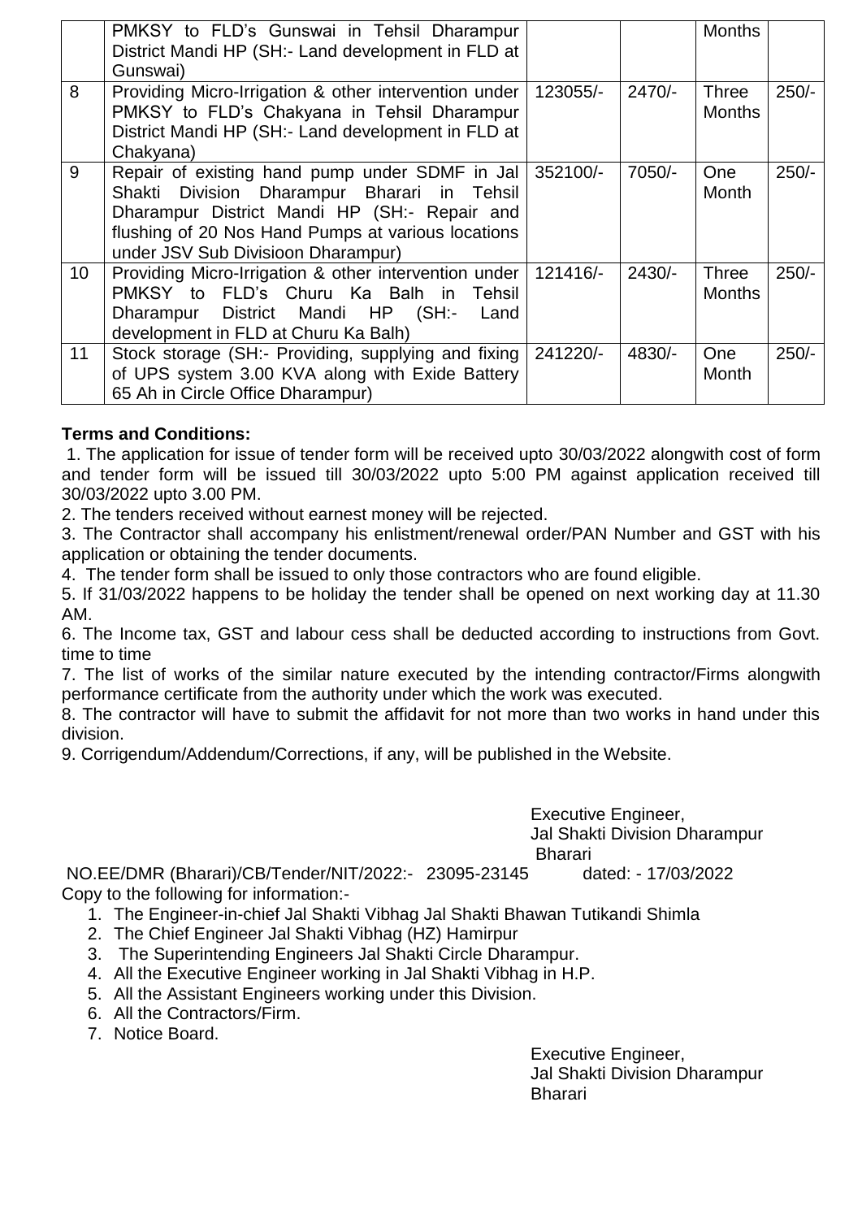| | | | | | |
|---|---|---|---|---|---|
| | PMKSY to FLD's Gunswai in Tehsil Dharampur District Mandi HP (SH:- Land development in FLD at Gunswai) | | | Months | |
| 8 | Providing Micro-Irrigation & other intervention under PMKSY to FLD's Chakyana in Tehsil Dharampur District Mandi HP (SH:- Land development in FLD at Chakyana) | 123055/- | 2470/- | Three Months | 250/- |
| 9 | Repair of existing hand pump under SDMF in Jal Shakti Division Dharampur Bharari in Tehsil Dharampur District Mandi HP (SH:- Repair and flushing of 20 Nos Hand Pumps at various locations under JSV Sub Divisioon Dharampur) | 352100/- | 7050/- | One Month | 250/- |
| 10 | Providing Micro-Irrigation & other intervention under PMKSY to FLD's Churu Ka Balh in Tehsil Dharampur District Mandi HP (SH:- Land development in FLD at Churu Ka Balh) | 121416/- | 2430/- | Three Months | 250/- |
| 11 | Stock storage (SH:- Providing, supplying and fixing of UPS system 3.00 KVA along with Exide Battery 65 Ah in Circle Office Dharampur) | 241220/- | 4830/- | One Month | 250/- |

**Terms and Conditions:**

1. The application for issue of tender form will be received upto 30/03/2022 alongwith cost of form and tender form will be issued till 30/03/2022 upto 5:00 PM against application received till 30/03/2022 upto 3.00 PM.
2. The tenders received without earnest money will be rejected.
3. The Contractor shall accompany his enlistment/renewal order/PAN Number and GST with his application or obtaining the tender documents.
4. The tender form shall be issued to only those contractors who are found eligible.
5. If 31/03/2022 happens to be holiday the tender shall be opened on next working day at 11.30 AM.
6. The Income tax, GST and labour cess shall be deducted according to instructions from Govt. time to time
7. The list of works of the similar nature executed by the intending contractor/Firms alongwith performance certificate from the authority under which the work was executed.
8. The contractor will have to submit the affidavit for not more than two works in hand under this division.
9. Corrigendum/Addendum/Corrections, if any, will be published in the Website.

Executive Engineer,
Jal Shakti Division Dharampur
Bharari

NO.EE/DMR (Bharari)/CB/Tender/NIT/2022:- 23095-23145 dated: - 17/03/2022

Copy to the following for information:-

1. The Engineer-in-chief Jal Shakti Vibhag Jal Shakti Bhawan Tutikandi Shimla
2. The Chief Engineer Jal Shakti Vibhag (HZ) Hamirpur
3. The Superintending Engineers Jal Shakti Circle Dharampur.
4. All the Executive Engineer working in Jal Shakti Vibhag in H.P.
5. All the Assistant Engineers working under this Division.
6. All the Contractors/Firm.
7. Notice Board.

Executive Engineer,
Jal Shakti Division Dharampur
Bharari